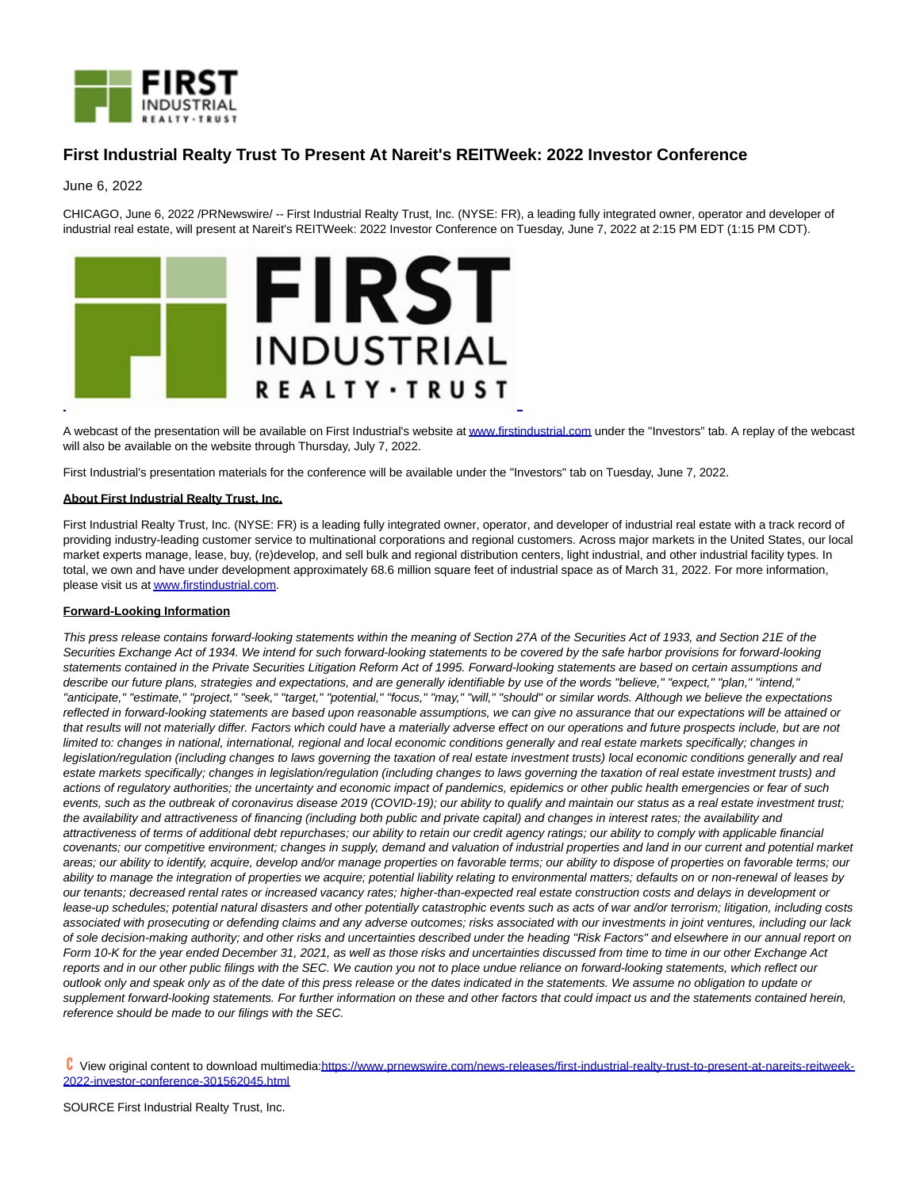# First Industrial Realty Trust To Present At Nareit's REITWeek: 2022 Investor Conference

June 6, 2022

CHICAGO, June 6, 2022 /PRNewswire/ -- First Industrial Realty Trust, Inc. (NYSE: FR), a leading fully integrated owner, operator and developer of industrial real estate, will present at Nareit's REITWeek: 2022 Investor Conference on Tuesday, June 7, 2022 at 2:15 PM EDT (1:15 PM CDT).

A webcast of the presentation will be available on First Industrial's website at www.firstindustrial.com under the "Investors" tab. A replay of the webcast will also be available on the website through Thursday, July 7, 2022.

First Industrial's presentation materials for the conference will be available under the "Investors" tab on Tuesday, June 7, 2022.

**About First Industrial Realty Trust, Inc.**

First Industrial Realty Trust, Inc. (NYSE: FR) is a leading fully integrated owner, operator, and developer of industrial real estate with a track record of providing industry-leading customer service to multinational corporations and regional customers. Across major markets in the United States, our local market experts manage, lease, buy, (re)develop, and sell bulk and regional distribution centers, light industrial, and other industrial facility types. In total, we own and have under development approximately 68.6 million square feet of industrial space as of March 31, 2022. For more information, please visit us at www.firstindustrial.com.

**Forward-Looking Information**

*This press release contains forward-looking statements within the meaning of Section 27A of the Securities Act of 1933, and Section 21E of the Securities Exchange Act of 1934. We intend for such forward-looking statements to be covered by the safe harbor provisions for forward-looking statements contained in the Private Securities Litigation Reform Act of 1995. Forward-looking statements are based on certain assumptions and describe our future plans, strategies and expectations, and are generally identifiable by use of the words "believe," "expect," "plan," "intend," "anticipate," "estimate," "project," "seek," "target," "potential," "focus," "may," "will," "should" or similar words. Although we believe the expectations reflected in forward-looking statements are based upon reasonable assumptions, we can give no assurance that our expectations will be attained or that results will not materially differ. Factors which could have a materially adverse effect on our operations and future prospects include, but are not limited to: changes in national, international, regional and local economic conditions generally and real estate markets specifically; changes in legislation/regulation (including changes to laws governing the taxation of real estate investment trusts) local economic conditions generally and real estate markets specifically; changes in legislation/regulation (including changes to laws governing the taxation of real estate investment trusts) and actions of regulatory authorities; the uncertainty and economic impact of pandemics, epidemics or other public health emergencies or fear of such events, such as the outbreak of coronavirus disease 2019 (COVID-19); our ability to qualify and maintain our status as a real estate investment trust; the availability and attractiveness of financing (including both public and private capital) and changes in interest rates; the availability and attractiveness of terms of additional debt repurchases; our ability to retain our credit agency ratings; our ability to comply with applicable financial covenants; our competitive environment; changes in supply, demand and valuation of industrial properties and land in our current and potential market areas; our ability to identify, acquire, develop and/or manage properties on favorable terms; our ability to dispose of properties on favorable terms; our ability to manage the integration of properties we acquire; potential liability relating to environmental matters; defaults on or non-renewal of leases by our tenants; decreased rental rates or increased vacancy rates; higher-than-expected real estate construction costs and delays in development or lease-up schedules; potential natural disasters and other potentially catastrophic events such as acts of war and/or terrorism; litigation, including costs associated with prosecuting or defending claims and any adverse outcomes; risks associated with our investments in joint ventures, including our lack of sole decision-making authority; and other risks and uncertainties described under the heading "Risk Factors" and elsewhere in our annual report on Form 10-K for the year ended December 31, 2021, as well as those risks and uncertainties discussed from time to time in our other Exchange Act reports and in our other public filings with the SEC. We caution you not to place undue reliance on forward-looking statements, which reflect our outlook only and speak only as of the date of this press release or the dates indicated in the statements. We assume no obligation to update or supplement forward-looking statements. For further information on these and other factors that could impact us and the statements contained herein, reference should be made to our filings with the SEC.*

View original content to download multimedia:https://www.prnewswire.com/news-releases/first-industrial-realty-trust-to-present-at-nareits-reitweek-2022-investor-conference-301562045.html

SOURCE First Industrial Realty Trust, Inc.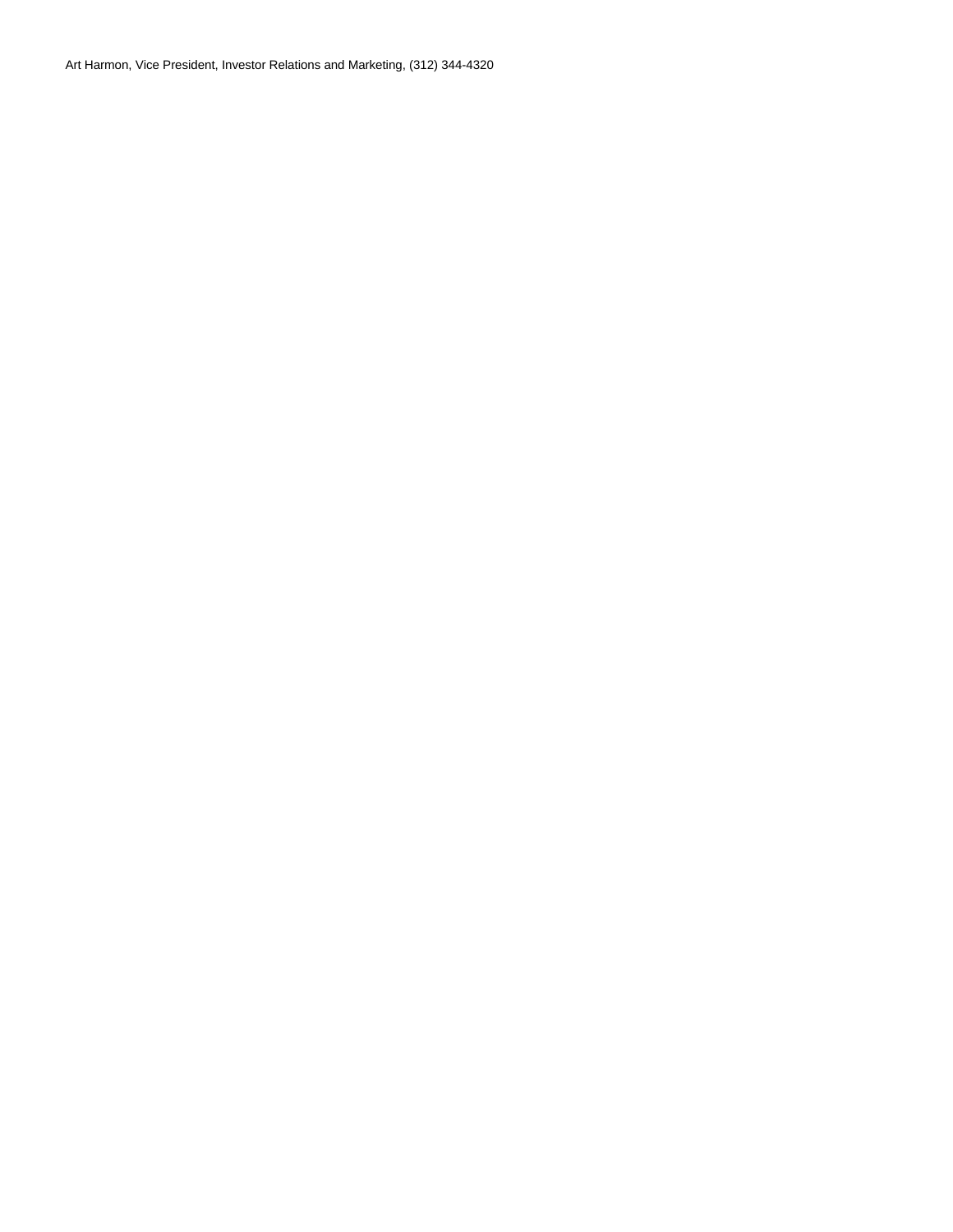Art Harmon, Vice President, Investor Relations and Marketing, (312) 344-4320